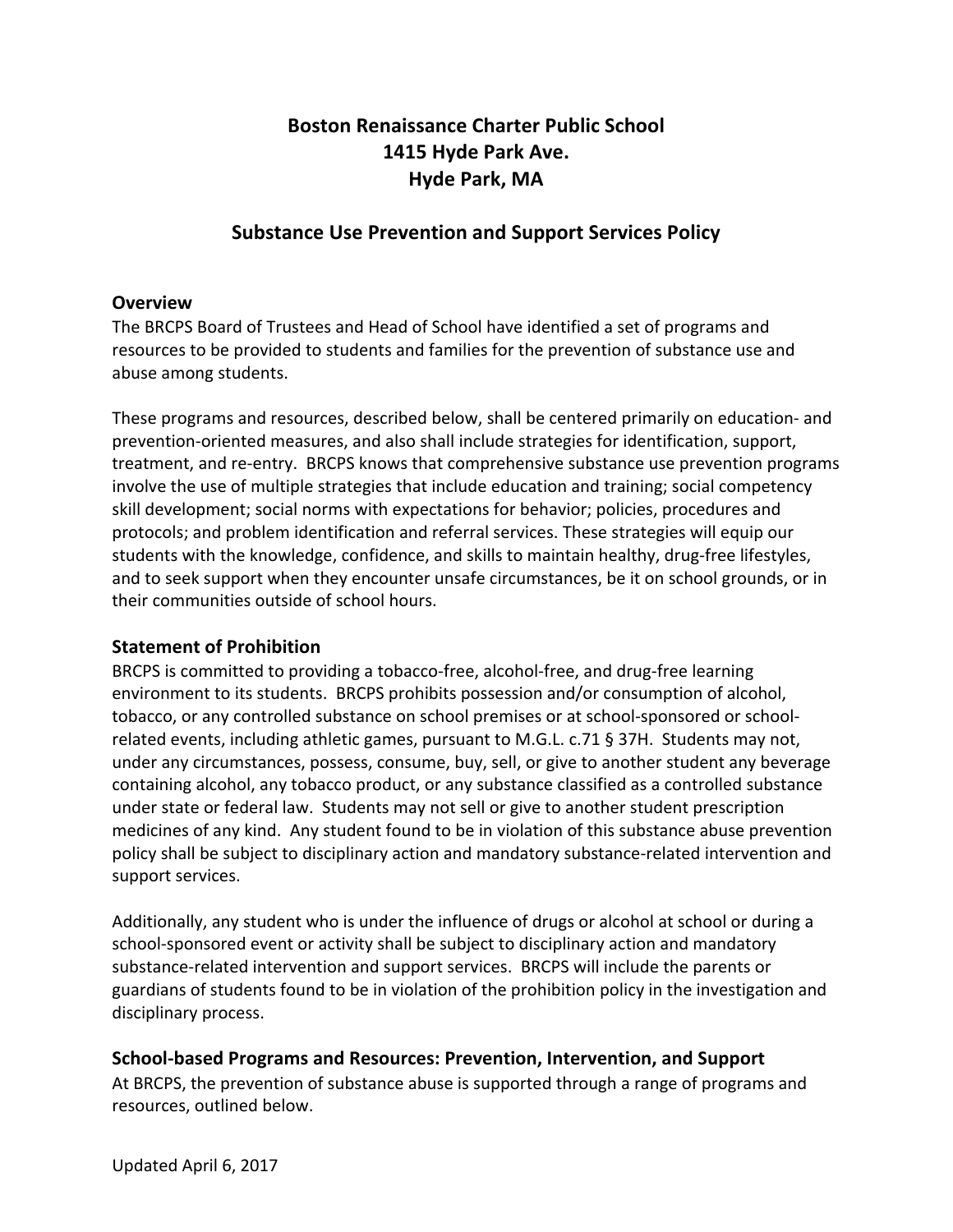# Boston Renaissance Charter Public School
## 1415 Hyde Park Ave.
## Hyde Park, MA

## Substance Use Prevention and Support Services Policy

### Overview

The BRCPS Board of Trustees and Head of School have identified a set of programs and resources to be provided to students and families for the prevention of substance use and abuse among students.

These programs and resources, described below, shall be centered primarily on education- and prevention-oriented measures, and also shall include strategies for identification, support, treatment, and re-entry. BRCPS knows that comprehensive substance use prevention programs involve the use of multiple strategies that include education and training; social competency skill development; social norms with expectations for behavior; policies, procedures and protocols; and problem identification and referral services. These strategies will equip our students with the knowledge, confidence, and skills to maintain healthy, drug-free lifestyles, and to seek support when they encounter unsafe circumstances, be it on school grounds, or in their communities outside of school hours.

### Statement of Prohibition

BRCPS is committed to providing a tobacco-free, alcohol-free, and drug-free learning environment to its students. BRCPS prohibits possession and/or consumption of alcohol, tobacco, or any controlled substance on school premises or at school-sponsored or school-related events, including athletic games, pursuant to M.G.L. c.71 § 37H. Students may not, under any circumstances, possess, consume, buy, sell, or give to another student any beverage containing alcohol, any tobacco product, or any substance classified as a controlled substance under state or federal law. Students may not sell or give to another student prescription medicines of any kind. Any student found to be in violation of this substance abuse prevention policy shall be subject to disciplinary action and mandatory substance-related intervention and support services.

Additionally, any student who is under the influence of drugs or alcohol at school or during a school-sponsored event or activity shall be subject to disciplinary action and mandatory substance-related intervention and support services. BRCPS will include the parents or guardians of students found to be in violation of the prohibition policy in the investigation and disciplinary process.

### School-based Programs and Resources: Prevention, Intervention, and Support

At BRCPS, the prevention of substance abuse is supported through a range of programs and resources, outlined below.

Updated April 6, 2017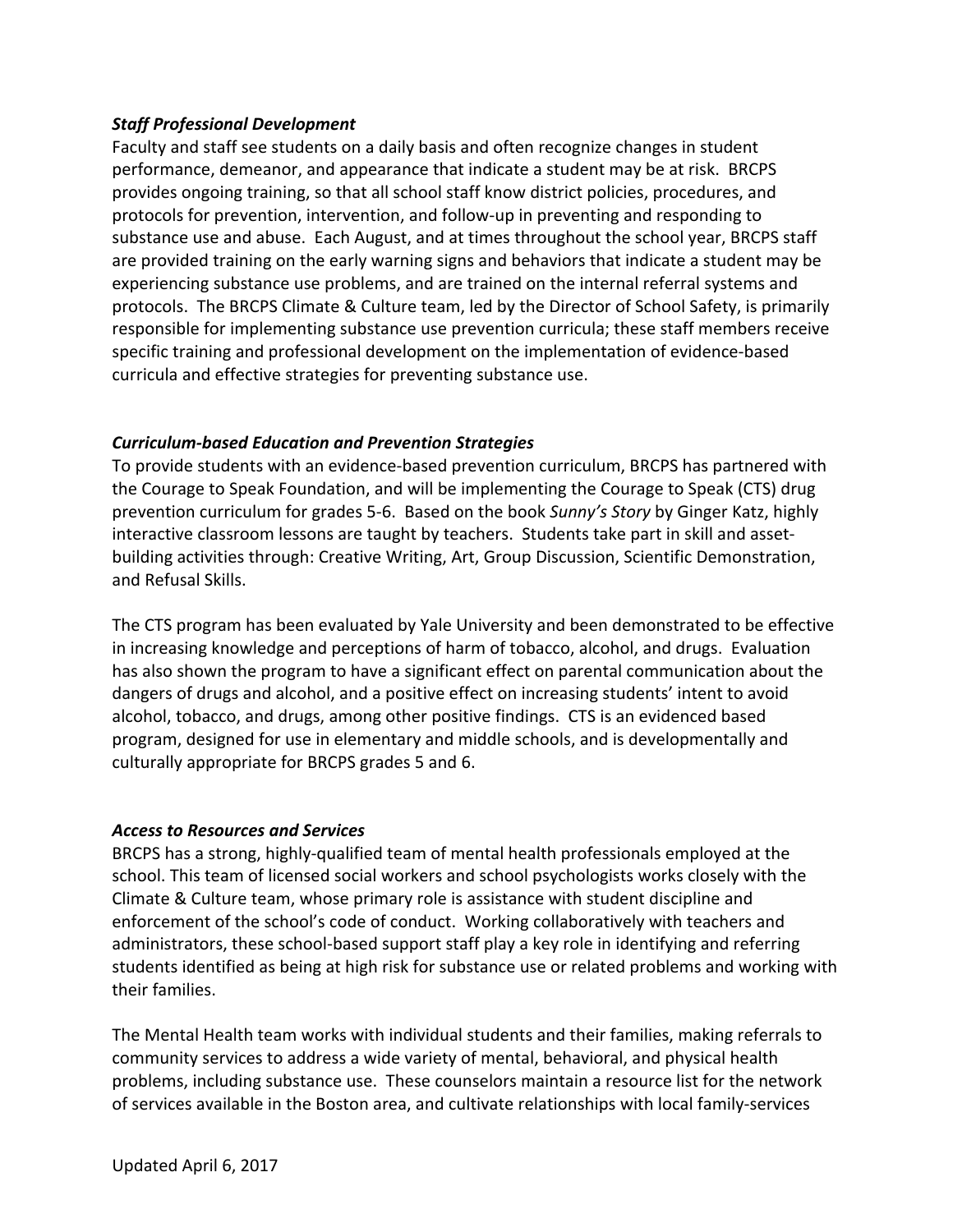***Staff Professional Development***

Faculty and staff see students on a daily basis and often recognize changes in student performance, demeanor, and appearance that indicate a student may be at risk. BRCPS provides ongoing training, so that all school staff know district policies, procedures, and protocols for prevention, intervention, and follow-up in preventing and responding to substance use and abuse. Each August, and at times throughout the school year, BRCPS staff are provided training on the early warning signs and behaviors that indicate a student may be experiencing substance use problems, and are trained on the internal referral systems and protocols. The BRCPS Climate & Culture team, led by the Director of School Safety, is primarily responsible for implementing substance use prevention curricula; these staff members receive specific training and professional development on the implementation of evidence-based curricula and effective strategies for preventing substance use.

***Curriculum-based Education and Prevention Strategies***

To provide students with an evidence-based prevention curriculum, BRCPS has partnered with the Courage to Speak Foundation, and will be implementing the Courage to Speak (CTS) drug prevention curriculum for grades 5-6. Based on the book *Sunny's Story* by Ginger Katz, highly interactive classroom lessons are taught by teachers. Students take part in skill and asset-building activities through: Creative Writing, Art, Group Discussion, Scientific Demonstration, and Refusal Skills.

The CTS program has been evaluated by Yale University and been demonstrated to be effective in increasing knowledge and perceptions of harm of tobacco, alcohol, and drugs. Evaluation has also shown the program to have a significant effect on parental communication about the dangers of drugs and alcohol, and a positive effect on increasing students' intent to avoid alcohol, tobacco, and drugs, among other positive findings. CTS is an evidenced based program, designed for use in elementary and middle schools, and is developmentally and culturally appropriate for BRCPS grades 5 and 6.

***Access to Resources and Services***

BRCPS has a strong, highly-qualified team of mental health professionals employed at the school. This team of licensed social workers and school psychologists works closely with the Climate & Culture team, whose primary role is assistance with student discipline and enforcement of the school's code of conduct. Working collaboratively with teachers and administrators, these school-based support staff play a key role in identifying and referring students identified as being at high risk for substance use or related problems and working with their families.

The Mental Health team works with individual students and their families, making referrals to community services to address a wide variety of mental, behavioral, and physical health problems, including substance use. These counselors maintain a resource list for the network of services available in the Boston area, and cultivate relationships with local family-services

Updated April 6, 2017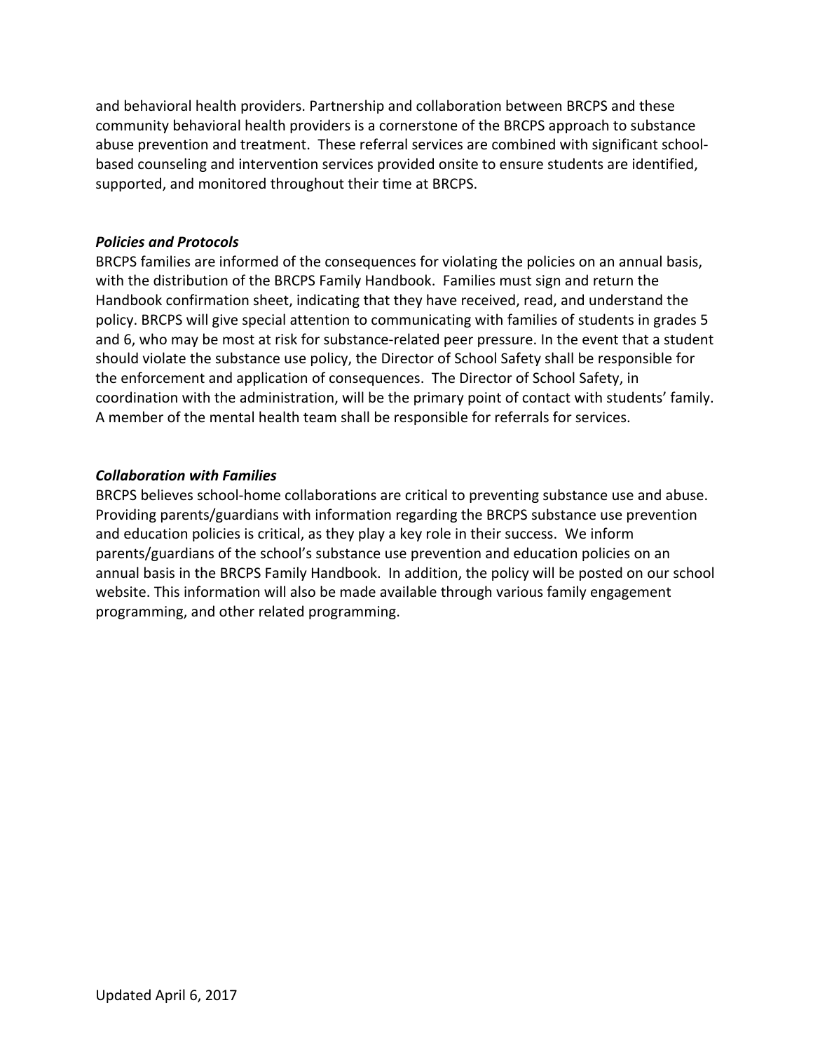and behavioral health providers. Partnership and collaboration between BRCPS and these community behavioral health providers is a cornerstone of the BRCPS approach to substance abuse prevention and treatment. These referral services are combined with significant school-based counseling and intervention services provided onsite to ensure students are identified, supported, and monitored throughout their time at BRCPS.

***Policies and Protocols***

BRCPS families are informed of the consequences for violating the policies on an annual basis, with the distribution of the BRCPS Family Handbook. Families must sign and return the Handbook confirmation sheet, indicating that they have received, read, and understand the policy. BRCPS will give special attention to communicating with families of students in grades 5 and 6, who may be most at risk for substance-related peer pressure. In the event that a student should violate the substance use policy, the Director of School Safety shall be responsible for the enforcement and application of consequences. The Director of School Safety, in coordination with the administration, will be the primary point of contact with students' family. A member of the mental health team shall be responsible for referrals for services.

***Collaboration with Families***

BRCPS believes school-home collaborations are critical to preventing substance use and abuse. Providing parents/guardians with information regarding the BRCPS substance use prevention and education policies is critical, as they play a key role in their success. We inform parents/guardians of the school's substance use prevention and education policies on an annual basis in the BRCPS Family Handbook. In addition, the policy will be posted on our school website. This information will also be made available through various family engagement programming, and other related programming.

Updated April 6, 2017